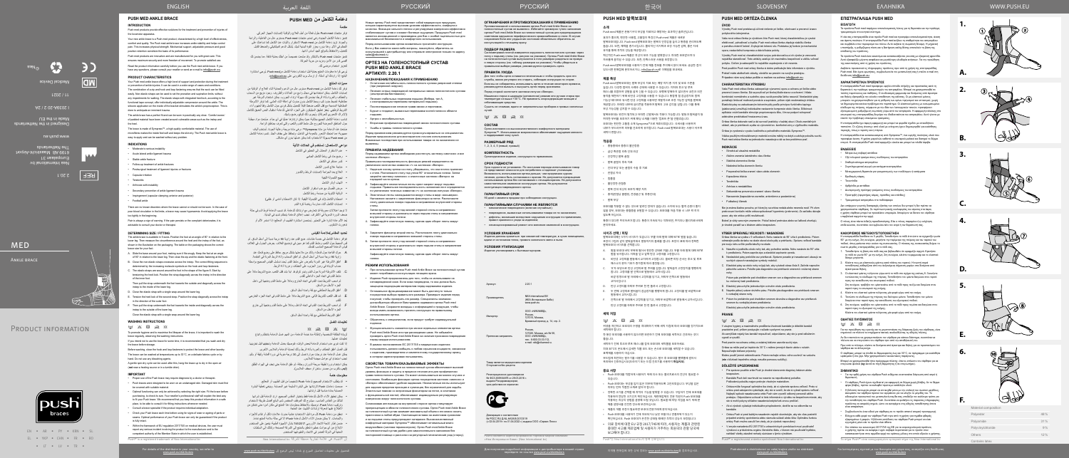# MED

Ankle brace

Product information

push braces

Nea International bv
Europalaan 31
6199 AB Maastricht-Airport
The Netherlands

www.push.eu

2.20.1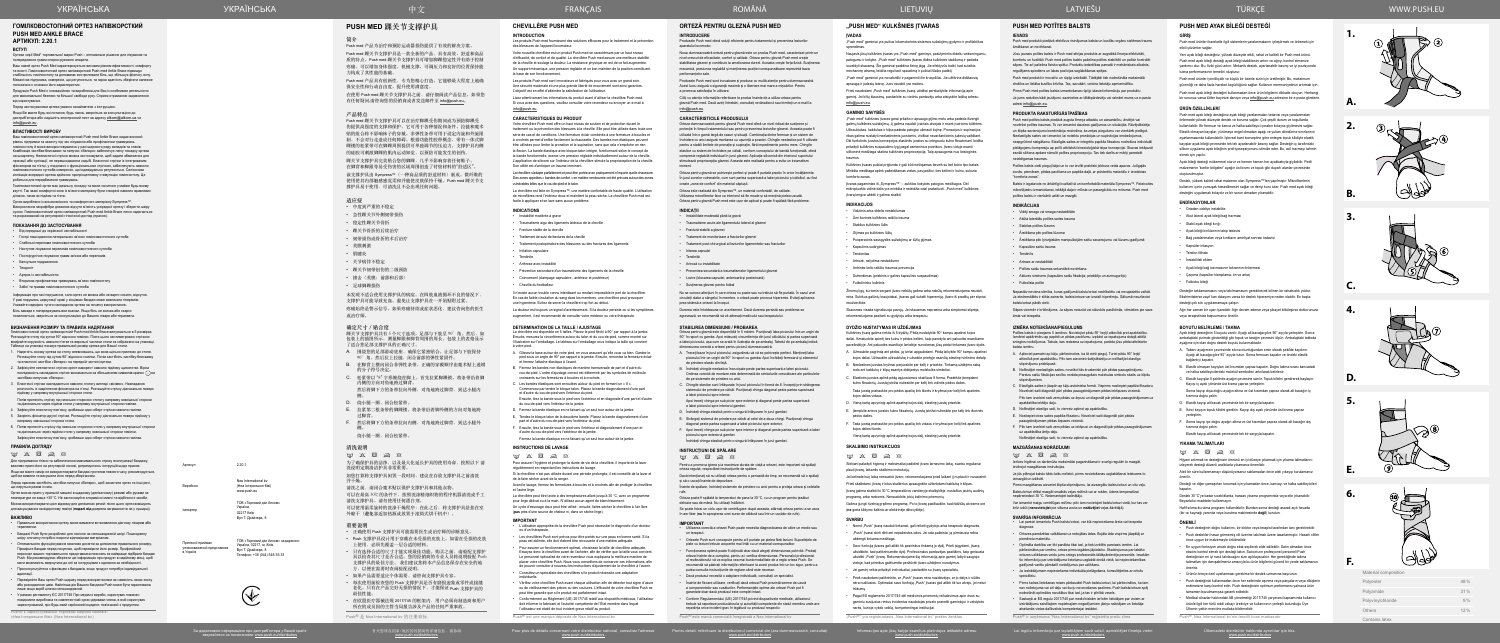# ГОМІЛКОВОСТОПНИЙ ОРТЕЗ НАПІВЖОРСТКИЙ PUSH MED ANKLE BRACE

# PUSH MED 踝关节支撑护具

# CHEVILLÈRE PUSH MED

# ORTEZĂ PENTRU GLEZNĂ PUSH MED

# „PUSH MED" KULKŠNIES ĮTVARAS

# PUSH MED POTĪTES BALSTS

# PUSH MED AYAK BILEĞI DESTEĞI